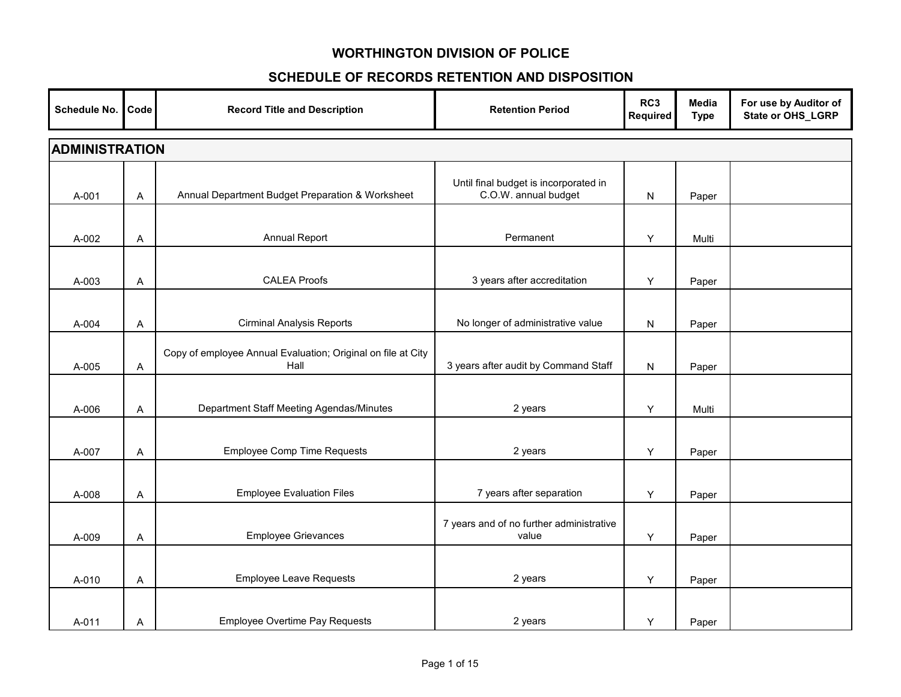# WORTHINGTON DIVISION OF POLICE

## SCHEDULE OF RECORDS RETENTION AND DISPOSITION

| Schedule No. | Code | Record Title and Description | Retention Period | RC3 Required | Media Type | For use by Auditor of State or OHS_LGRP |
|---|---|---|---|---|---|---|
| **ADMINISTRATION** | | | | | | |
| A-001 | A | Annual Department Budget Preparation & Worksheet | Until final budget is incorporated in C.O.W. annual budget | N | Paper | |
| A-002 | A | Annual Report | Permanent | Y | Multi | |
| A-003 | A | CALEA Proofs | 3 years after accreditation | Y | Paper | |
| A-004 | A | Cirminal Analysis Reports | No longer of administrative value | N | Paper | |
| A-005 | A | Copy of employee Annual Evaluation; Original on file at City Hall | 3 years after audit by Command Staff | N | Paper | |
| A-006 | A | Department Staff Meeting Agendas/Minutes | 2 years | Y | Multi | |
| A-007 | A | Employee Comp Time Requests | 2 years | Y | Paper | |
| A-008 | A | Employee Evaluation Files | 7 years after separation | Y | Paper | |
| A-009 | A | Employee Grievances | 7 years and of no further administrative value | Y | Paper | |
| A-010 | A | Employee Leave Requests | 2 years | Y | Paper | |
| A-011 | A | Employee Overtime Pay Requests | 2 years | Y | Paper | |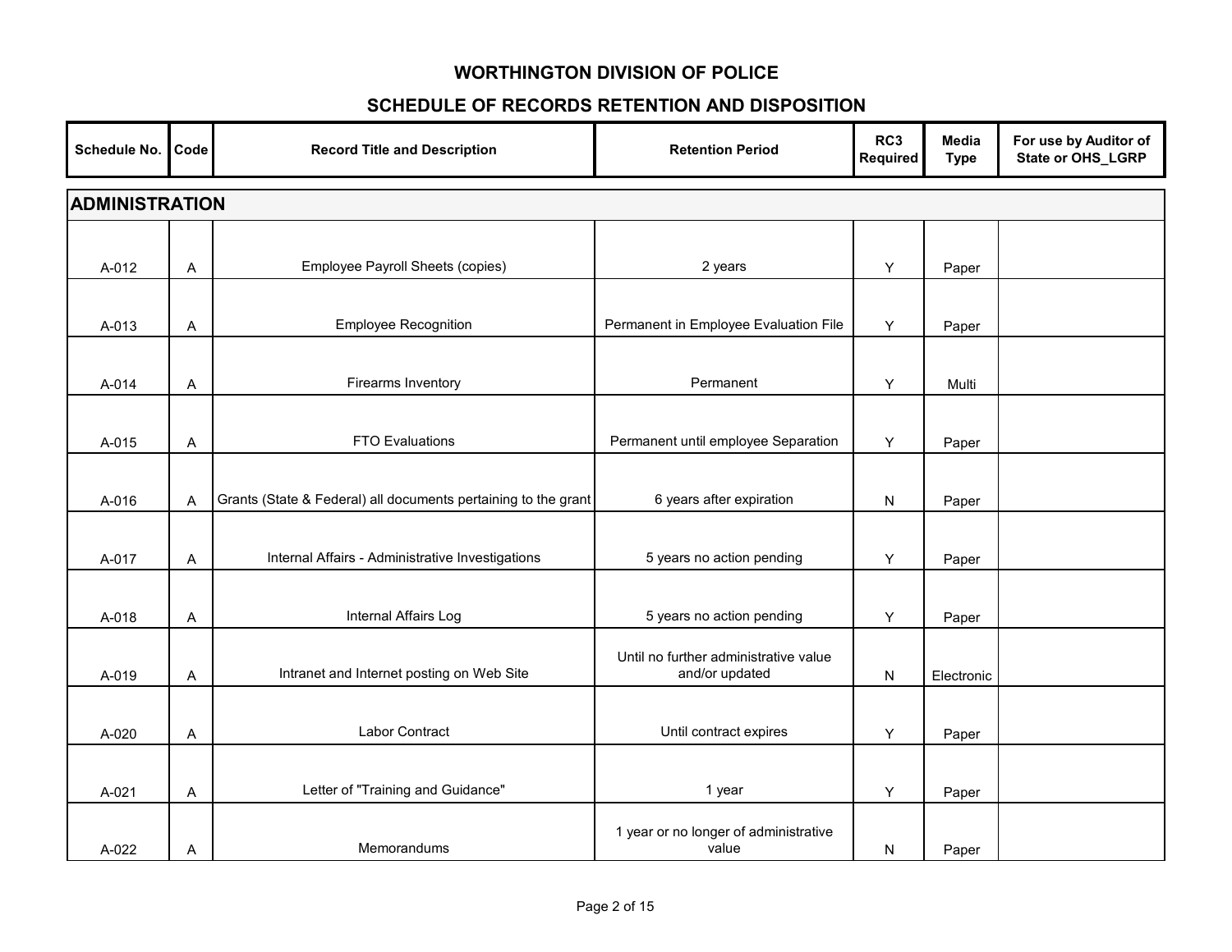# WORTHINGTON DIVISION OF POLICE

## SCHEDULE OF RECORDS RETENTION AND DISPOSITION

| Schedule No. | Code | Record Title and Description | Retention Period | RC3 Required | Media Type | For use by Auditor of State or OHS_LGRP |
|---|---|---|---|---|---|---|
| **ADMINISTRATION** | | | | | | |
| A-012 | A | Employee Payroll Sheets (copies) | 2 years | Y | Paper | |
| A-013 | A | Employee Recognition | Permanent in Employee Evaluation File | Y | Paper | |
| A-014 | A | Firearms Inventory | Permanent | Y | Multi | |
| A-015 | A | FTO Evaluations | Permanent until employee Separation | Y | Paper | |
| A-016 | A | Grants (State & Federal) all documents pertaining to the grant | 6 years after expiration | N | Paper | |
| A-017 | A | Internal Affairs - Administrative Investigations | 5 years no action pending | Y | Paper | |
| A-018 | A | Internal Affairs Log | 5 years no action pending | Y | Paper | |
| A-019 | A | Intranet and Internet posting on Web Site | Until no further administrative value and/or updated | N | Electronic | |
| A-020 | A | Labor Contract | Until contract expires | Y | Paper | |
| A-021 | A | Letter of "Training and Guidance" | 1 year | Y | Paper | |
| A-022 | A | Memorandums | 1 year or no longer of administrative value | N | Paper | |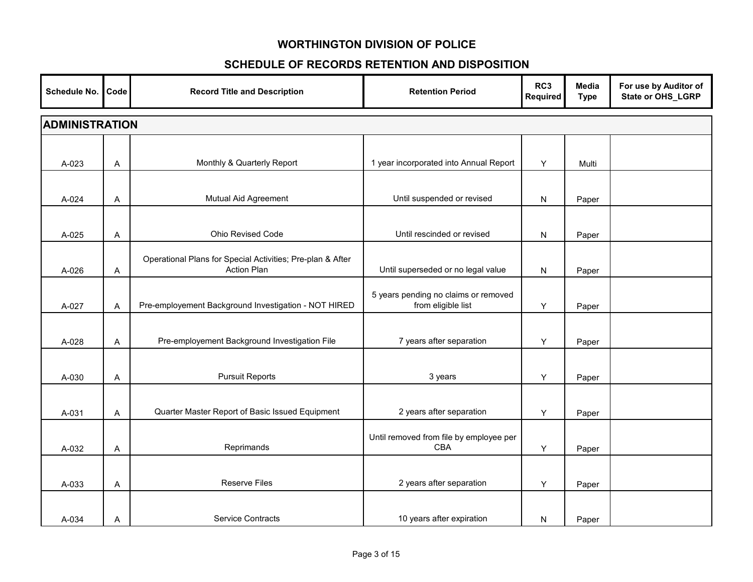# WORTHINGTON DIVISION OF POLICE

## SCHEDULE OF RECORDS RETENTION AND DISPOSITION

| Schedule No. | Code | Record Title and Description | Retention Period | RC3 Required | Media Type | For use by Auditor of State or OHS_LGRP |
|---|---|---|---|---|---|---|
| **ADMINISTRATION** | | | | | | |
| A-023 | A | Monthly & Quarterly Report | 1 year incorporated into Annual Report | Y | Multi | |
| A-024 | A | Mutual Aid Agreement | Until suspended or revised | N | Paper | |
| A-025 | A | Ohio Revised Code | Until rescinded or revised | N | Paper | |
| A-026 | A | Operational Plans for Special Activities; Pre-plan & After Action Plan | Until superseded or no legal value | N | Paper | |
| A-027 | A | Pre-employement Background Investigation - NOT HIRED | 5 years pending no claims or removed from eligible list | Y | Paper | |
| A-028 | A | Pre-employement Background Investigation File | 7 years after separation | Y | Paper | |
| A-030 | A | Pursuit Reports | 3 years | Y | Paper | |
| A-031 | A | Quarter Master Report of Basic Issued Equipment | 2 years after separation | Y | Paper | |
| A-032 | A | Reprimands | Until removed from file by employee per CBA | Y | Paper | |
| A-033 | A | Reserve Files | 2 years after separation | Y | Paper | |
| A-034 | A | Service Contracts | 10 years after expiration | N | Paper | |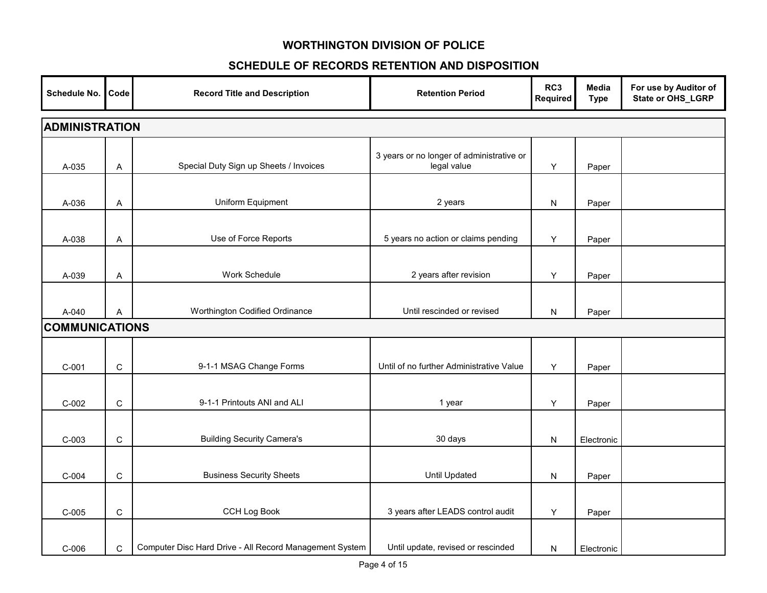# WORTHINGTON DIVISION OF POLICE

## SCHEDULE OF RECORDS RETENTION AND DISPOSITION

| Schedule No. | Code | Record Title and Description | Retention Period | RC3 Required | Media Type | For use by Auditor of State or OHS_LGRP |
|---|---|---|---|---|---|---|
| **ADMINISTRATION** | | | | | | |
| A-035 | A | Special Duty Sign up Sheets / Invoices | 3 years or no longer of administrative or legal value | Y | Paper | |
| A-036 | A | Uniform Equipment | 2 years | N | Paper | |
| A-038 | A | Use of Force Reports | 5 years no action or claims pending | Y | Paper | |
| A-039 | A | Work Schedule | 2 years after revision | Y | Paper | |
| A-040 | A | Worthington Codified Ordinance | Until rescinded or revised | N | Paper | |
| **COMMUNICATIONS** | | | | | | |
| C-001 | C | 9-1-1 MSAG Change Forms | Until of no further Administrative Value | Y | Paper | |
| C-002 | C | 9-1-1 Printouts ANI and ALI | 1 year | Y | Paper | |
| C-003 | C | Building Security Camera's | 30 days | N | Electronic | |
| C-004 | C | Business Security Sheets | Until Updated | N | Paper | |
| C-005 | C | CCH Log Book | 3 years after LEADS control audit | Y | Paper | |
| C-006 | C | Computer Disc Hard Drive - All Record Management System | Until update, revised or rescinded | N | Electronic | |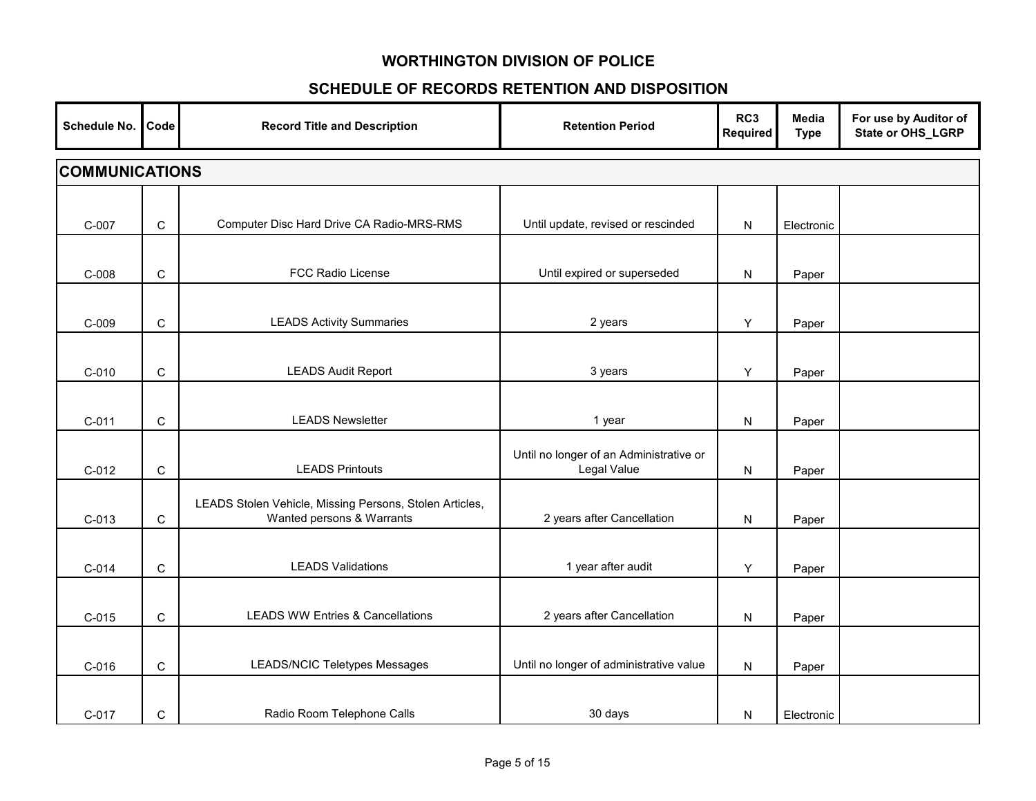# WORTHINGTON DIVISION OF POLICE

## SCHEDULE OF RECORDS RETENTION AND DISPOSITION

| Schedule No. | Code | Record Title and Description | Retention Period | RC3 Required | Media Type | For use by Auditor of State or OHS_LGRP |
|---|---|---|---|---|---|---|
| **COMMUNICATIONS** | | | | | | |
| C-007 | C | Computer Disc Hard Drive CA Radio-MRS-RMS | Until update, revised or rescinded | N | Electronic | |
| C-008 | C | FCC Radio License | Until expired or superseded | N | Paper | |
| C-009 | C | LEADS Activity Summaries | 2 years | Y | Paper | |
| C-010 | C | LEADS Audit Report | 3 years | Y | Paper | |
| C-011 | C | LEADS Newsletter | 1 year | N | Paper | |
| C-012 | C | LEADS Printouts | Until no longer of an Administrative or Legal Value | N | Paper | |
| C-013 | C | LEADS Stolen Vehicle, Missing Persons, Stolen Articles, Wanted persons & Warrants | 2 years after Cancellation | N | Paper | |
| C-014 | C | LEADS Validations | 1 year after audit | Y | Paper | |
| C-015 | C | LEADS WW Entries & Cancellations | 2 years after Cancellation | N | Paper | |
| C-016 | C | LEADS/NCIC Teletypes Messages | Until no longer of administrative value | N | Paper | |
| C-017 | C | Radio Room Telephone Calls | 30 days | N | Electronic | |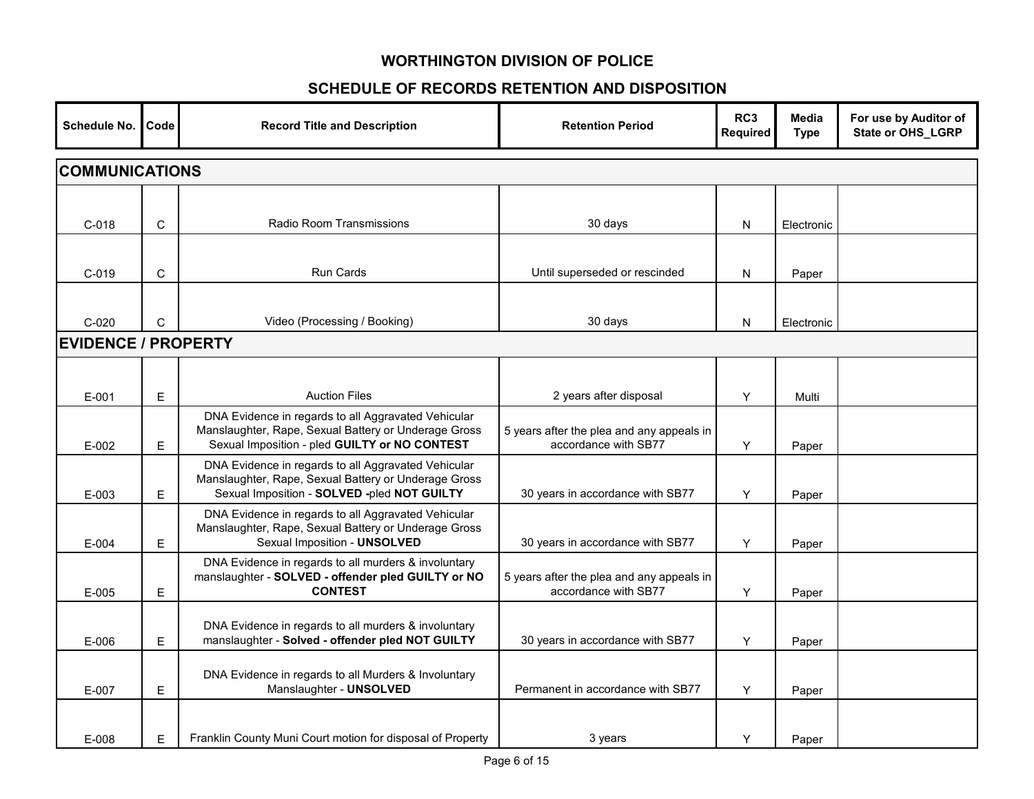# WORTHINGTON DIVISION OF POLICE

## SCHEDULE OF RECORDS RETENTION AND DISPOSITION

| Schedule No. | Code | Record Title and Description | Retention Period | RC3 Required | Media Type | For use by Auditor of State or OHS_LGRP |
|---|---|---|---|---|---|---|
| **COMMUNICATIONS** | | | | | | |
| C-018 | C | Radio Room Transmissions | 30 days | N | Electronic | |
| C-019 | C | Run Cards | Until superseded or rescinded | N | Paper | |
| C-020 | C | Video (Processing / Booking) | 30 days | N | Electronic | |
| **EVIDENCE / PROPERTY** | | | | | | |
| E-001 | E | Auction Files | 2 years after disposal | Y | Multi | |
| E-002 | E | DNA Evidence in regards to all Aggravated Vehicular Manslaughter, Rape, Sexual Battery or Underage Gross Sexual Imposition - pled **GUILTY or NO CONTEST** | 5 years after the plea and any appeals in accordance with SB77 | Y | Paper | |
| E-003 | E | DNA Evidence in regards to all Aggravated Vehicular Manslaughter, Rape, Sexual Battery or Underage Gross Sexual Imposition - **SOLVED -**pled **NOT GUILTY** | 30 years in accordance with SB77 | Y | Paper | |
| E-004 | E | DNA Evidence in regards to all Aggravated Vehicular Manslaughter, Rape, Sexual Battery or Underage Gross Sexual Imposition - **UNSOLVED** | 30 years in accordance with SB77 | Y | Paper | |
| E-005 | E | DNA Evidence in regards to all murders & involuntary manslaughter - **SOLVED - offender pled GUILTY or NO CONTEST** | 5 years after the plea and any appeals in accordance with SB77 | Y | Paper | |
| E-006 | E | DNA Evidence in regards to all murders & involuntary manslaughter - **Solved - offender pled NOT GUILTY** | 30 years in accordance with SB77 | Y | Paper | |
| E-007 | E | DNA Evidence in regards to all Murders & Involuntary Manslaughter - **UNSOLVED** | Permanent in accordance with SB77 | Y | Paper | |
| E-008 | E | Franklin County Muni Court motion for disposal of Property | 3 years | Y | Paper | |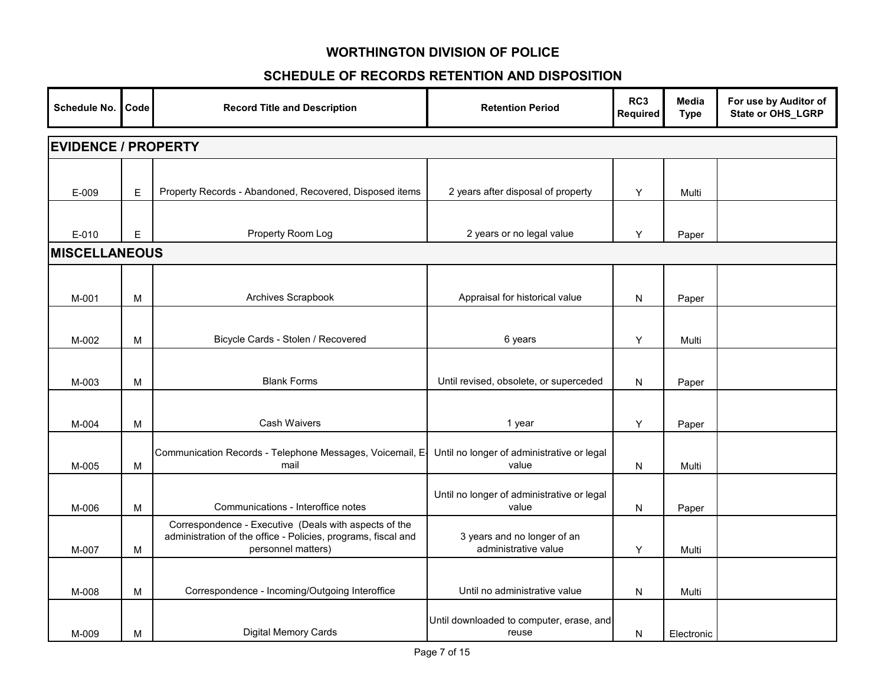# WORTHINGTON DIVISION OF POLICE

## SCHEDULE OF RECORDS RETENTION AND DISPOSITION

| Schedule No. | Code | Record Title and Description | Retention Period | RC3 Required | Media Type | For use by Auditor of State or OHS_LGRP |
|---|---|---|---|---|---|---|
| **EVIDENCE / PROPERTY** | | | | | | |
| E-009 | E | Property Records - Abandoned, Recovered, Disposed items | 2 years after disposal of property | Y | Multi | |
| E-010 | E | Property Room Log | 2 years or no legal value | Y | Paper | |
| **MISCELLANEOUS** | | | | | | |
| M-001 | M | Archives Scrapbook | Appraisal for historical value | N | Paper | |
| M-002 | M | Bicycle Cards - Stolen / Recovered | 6 years | Y | Multi | |
| M-003 | M | Blank Forms | Until revised, obsolete, or superceded | N | Paper | |
| M-004 | M | Cash Waivers | 1 year | Y | Paper | |
| M-005 | M | Communication Records - Telephone Messages, Voicemail, E-mail | Until no longer of administrative or legal value | N | Multi | |
| M-006 | M | Communications - Interoffice notes | Until no longer of administrative or legal value | N | Paper | |
| M-007 | M | Correspondence - Executive (Deals with aspects of the administration of the office - Policies, programs, fiscal and personnel matters) | 3 years and no longer of an administrative value | Y | Multi | |
| M-008 | M | Correspondence - Incoming/Outgoing Interoffice | Until no administrative value | N | Multi | |
| M-009 | M | Digital Memory Cards | Until downloaded to computer, erase, and reuse | N | Electronic | |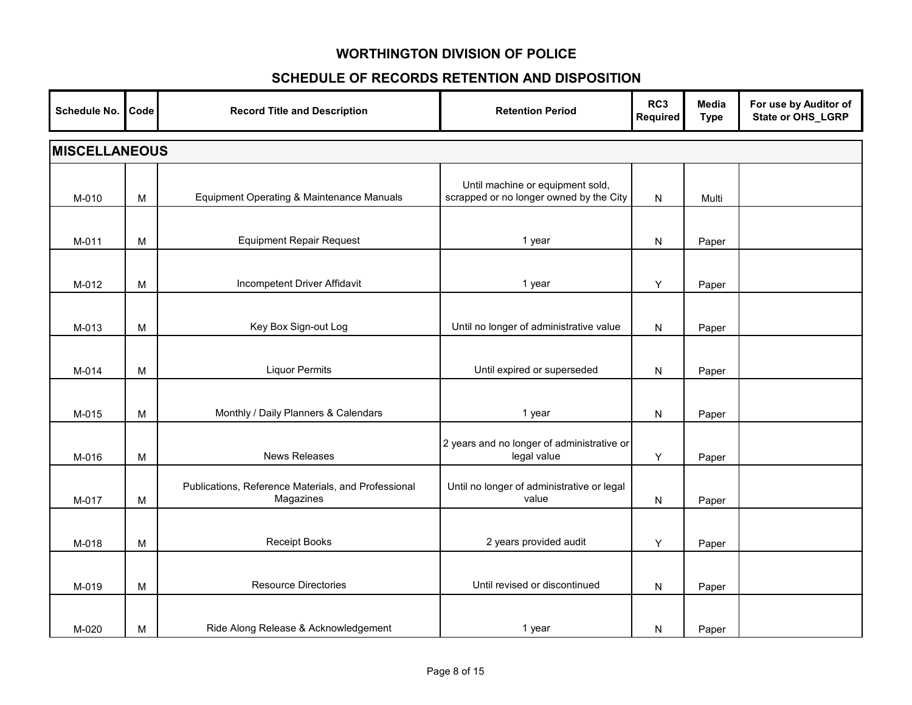# WORTHINGTON DIVISION OF POLICE

## SCHEDULE OF RECORDS RETENTION AND DISPOSITION

| Schedule No. | Code | Record Title and Description | Retention Period | RC3 Required | Media Type | For use by Auditor of State or OHS_LGRP |
|---|---|---|---|---|---|---|
| **MISCELLANEOUS** | | | | | | |
| M-010 | M | Equipment Operating & Maintenance Manuals | Until machine or equipment sold, scrapped or no longer owned by the City | N | Multi | |
| M-011 | M | Equipment Repair Request | 1 year | N | Paper | |
| M-012 | M | Incompetent Driver Affidavit | 1 year | Y | Paper | |
| M-013 | M | Key Box Sign-out Log | Until no longer of administrative value | N | Paper | |
| M-014 | M | Liquor Permits | Until expired or superseded | N | Paper | |
| M-015 | M | Monthly / Daily Planners & Calendars | 1 year | N | Paper | |
| M-016 | M | News Releases | 2 years and no longer of administrative or legal value | Y | Paper | |
| M-017 | M | Publications, Reference Materials, and Professional Magazines | Until no longer of administrative or legal value | N | Paper | |
| M-018 | M | Receipt Books | 2 years provided audit | Y | Paper | |
| M-019 | M | Resource Directories | Until revised or discontinued | N | Paper | |
| M-020 | M | Ride Along Release & Acknowledgement | 1 year | N | Paper | |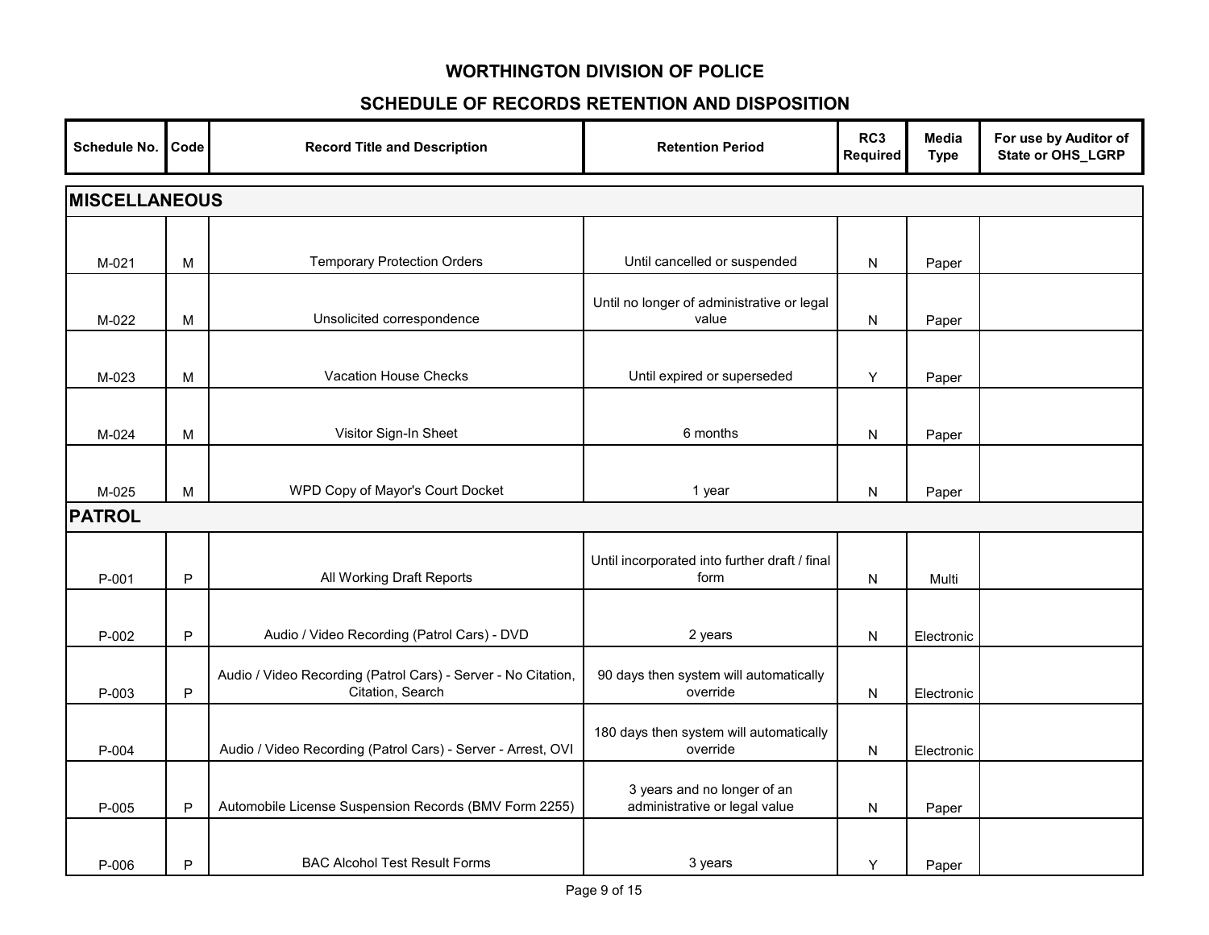## WORTHINGTON DIVISION OF POLICE

## SCHEDULE OF RECORDS RETENTION AND DISPOSITION

| Schedule No. | Code | Record Title and Description | Retention Period | RC3 Required | Media Type | For use by Auditor of State or OHS_LGRP |
|---|---|---|---|---|---|---|
| **MISCELLANEOUS** | | | | | | |
| M-021 | M | Temporary Protection Orders | Until cancelled or suspended | N | Paper | |
| M-022 | M | Unsolicited correspondence | Until no longer of administrative or legal value | N | Paper | |
| M-023 | M | Vacation House Checks | Until expired or superseded | Y | Paper | |
| M-024 | M | Visitor Sign-In Sheet | 6 months | N | Paper | |
| M-025 | M | WPD Copy of Mayor's Court Docket | 1 year | N | Paper | |
| **PATROL** | | | | | | |
| P-001 | P | All Working Draft Reports | Until incorporated into further draft / final form | N | Multi | |
| P-002 | P | Audio / Video Recording (Patrol Cars) - DVD | 2 years | N | Electronic | |
| P-003 | P | Audio / Video Recording (Patrol Cars) - Server - No Citation, Citation, Search | 90 days then system will automatically override | N | Electronic | |
| P-004 | | Audio / Video Recording (Patrol Cars) - Server - Arrest, OVI | 180 days then system will automatically override | N | Electronic | |
| P-005 | P | Automobile License Suspension Records (BMV Form 2255) | 3 years and no longer of an administrative or legal value | N | Paper | |
| P-006 | P | BAC Alcohol Test Result Forms | 3 years | Y | Paper | |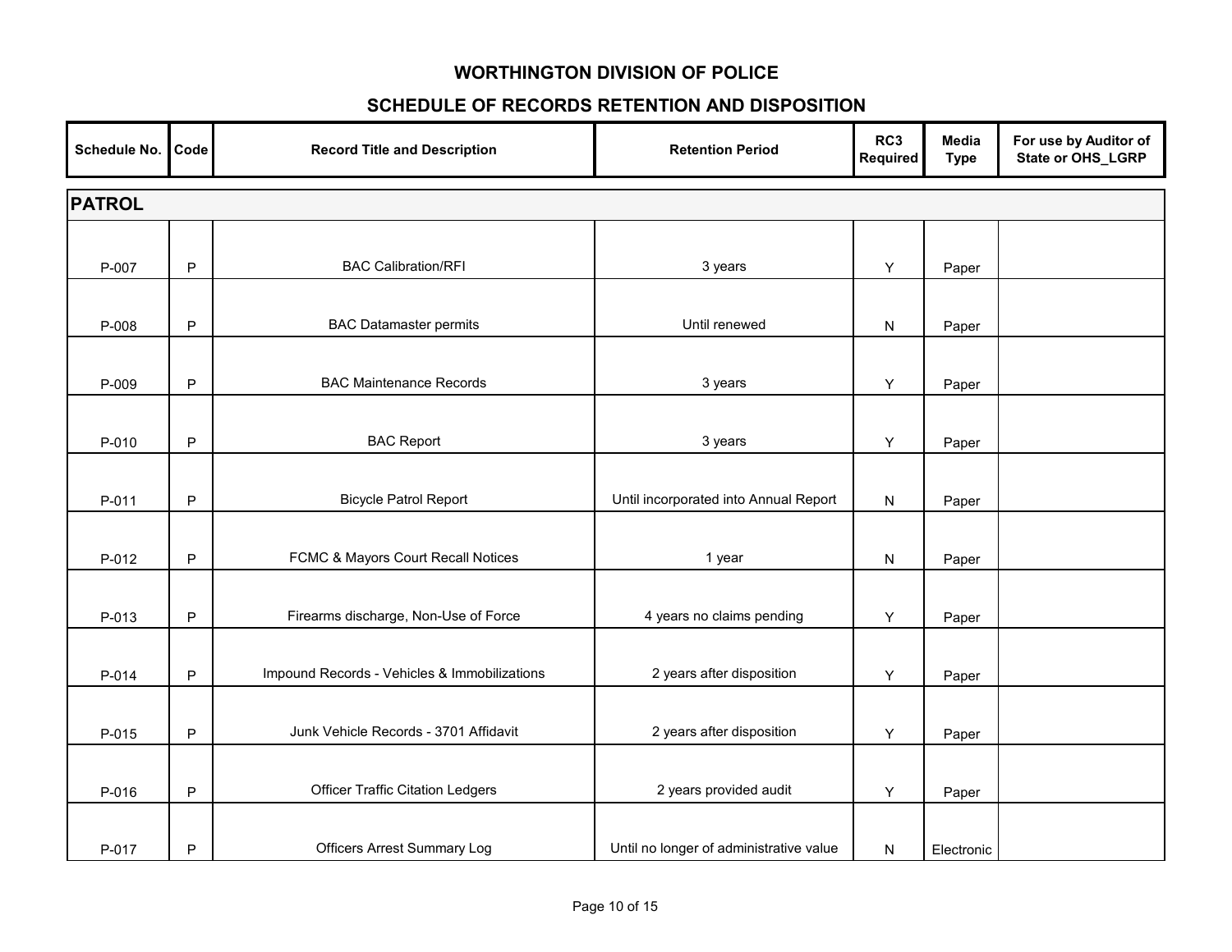# WORTHINGTON DIVISION OF POLICE

## SCHEDULE OF RECORDS RETENTION AND DISPOSITION

| Schedule No. | Code | Record Title and Description | Retention Period | RC3 Required | Media Type | For use by Auditor of State or OHS_LGRP |
|---|---|---|---|---|---|---|
| **PATROL** | | | | | | |
| P-007 | P | BAC Calibration/RFI | 3 years | Y | Paper | |
| P-008 | P | BAC Datamaster permits | Until renewed | N | Paper | |
| P-009 | P | BAC Maintenance Records | 3 years | Y | Paper | |
| P-010 | P | BAC Report | 3 years | Y | Paper | |
| P-011 | P | Bicycle Patrol Report | Until incorporated into Annual Report | N | Paper | |
| P-012 | P | FCMC & Mayors Court Recall Notices | 1 year | N | Paper | |
| P-013 | P | Firearms discharge, Non-Use of Force | 4 years no claims pending | Y | Paper | |
| P-014 | P | Impound Records - Vehicles & Immobilizations | 2 years after disposition | Y | Paper | |
| P-015 | P | Junk Vehicle Records - 3701 Affidavit | 2 years after disposition | Y | Paper | |
| P-016 | P | Officer Traffic Citation Ledgers | 2 years provided audit | Y | Paper | |
| P-017 | P | Officers Arrest Summary Log | Until no longer of administrative value | N | Electronic | |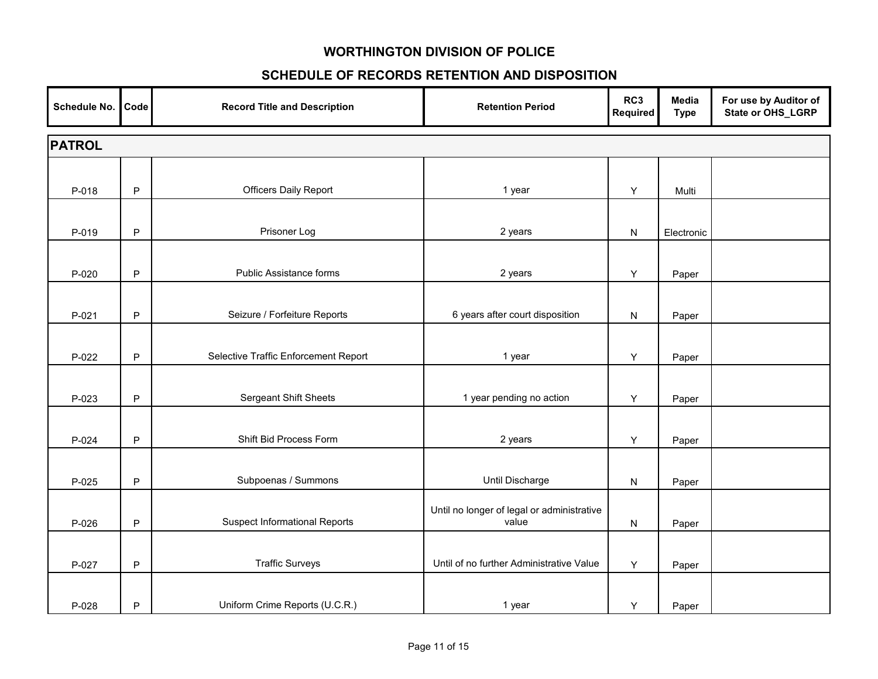# WORTHINGTON DIVISION OF POLICE

## SCHEDULE OF RECORDS RETENTION AND DISPOSITION

| Schedule No. | Code | Record Title and Description | Retention Period | RC3 Required | Media Type | For use by Auditor of State or OHS_LGRP |
|---|---|---|---|---|---|---|
| **PATROL** | | | | | | |
| P-018 | P | Officers Daily Report | 1 year | Y | Multi | |
| P-019 | P | Prisoner Log | 2 years | N | Electronic | |
| P-020 | P | Public Assistance forms | 2 years | Y | Paper | |
| P-021 | P | Seizure / Forfeiture Reports | 6 years after court disposition | N | Paper | |
| P-022 | P | Selective Traffic Enforcement Report | 1 year | Y | Paper | |
| P-023 | P | Sergeant Shift Sheets | 1 year pending no action | Y | Paper | |
| P-024 | P | Shift Bid Process Form | 2 years | Y | Paper | |
| P-025 | P | Subpoenas / Summons | Until Discharge | N | Paper | |
| P-026 | P | Suspect Informational Reports | Until no longer of legal or administrative value | N | Paper | |
| P-027 | P | Traffic Surveys | Until of no further Administrative Value | Y | Paper | |
| P-028 | P | Uniform Crime Reports (U.C.R.) | 1 year | Y | Paper | |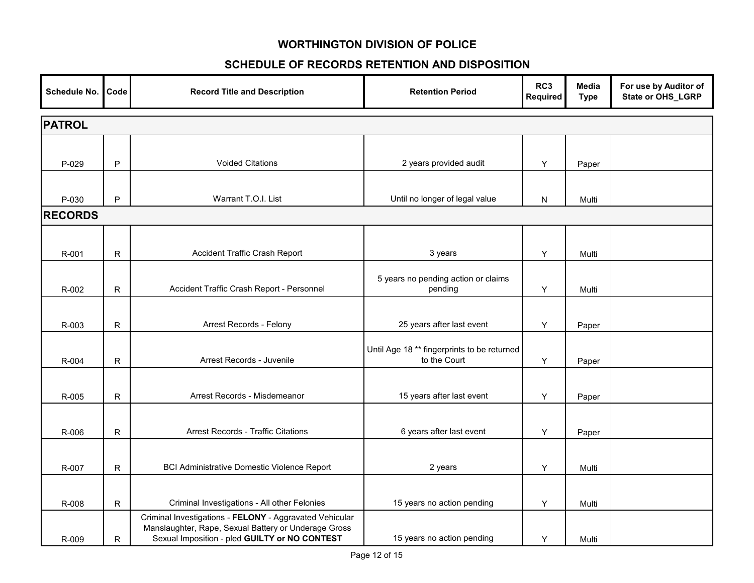# WORTHINGTON DIVISION OF POLICE

## SCHEDULE OF RECORDS RETENTION AND DISPOSITION

| Schedule No. | Code | Record Title and Description | Retention Period | RC3 Required | Media Type | For use by Auditor of State or OHS_LGRP |
|---|---|---|---|---|---|---|
| **PATROL** | | | | | | |
| P-029 | P | Voided Citations | 2 years provided audit | Y | Paper | |
| P-030 | P | Warrant T.O.I. List | Until no longer of legal value | N | Multi | |
| **RECORDS** | | | | | | |
| R-001 | R | Accident Traffic Crash Report | 3 years | Y | Multi | |
| R-002 | R | Accident Traffic Crash Report - Personnel | 5 years no pending action or claims pending | Y | Multi | |
| R-003 | R | Arrest Records - Felony | 25 years after last event | Y | Paper | |
| R-004 | R | Arrest Records - Juvenile | Until Age 18 ** fingerprints to be returned to the Court | Y | Paper | |
| R-005 | R | Arrest Records - Misdemeanor | 15 years after last event | Y | Paper | |
| R-006 | R | Arrest Records - Traffic Citations | 6 years after last event | Y | Paper | |
| R-007 | R | BCI Administrative Domestic Violence Report | 2 years | Y | Multi | |
| R-008 | R | Criminal Investigations - All other Felonies | 15 years no action pending | Y | Multi | |
| R-009 | R | Criminal Investigations - **FELONY** - Aggravated Vehicular Manslaughter, Rape, Sexual Battery or Underage Gross Sexual Imposition - pled **GUILTY or NO CONTEST** | 15 years no action pending | Y | Multi | |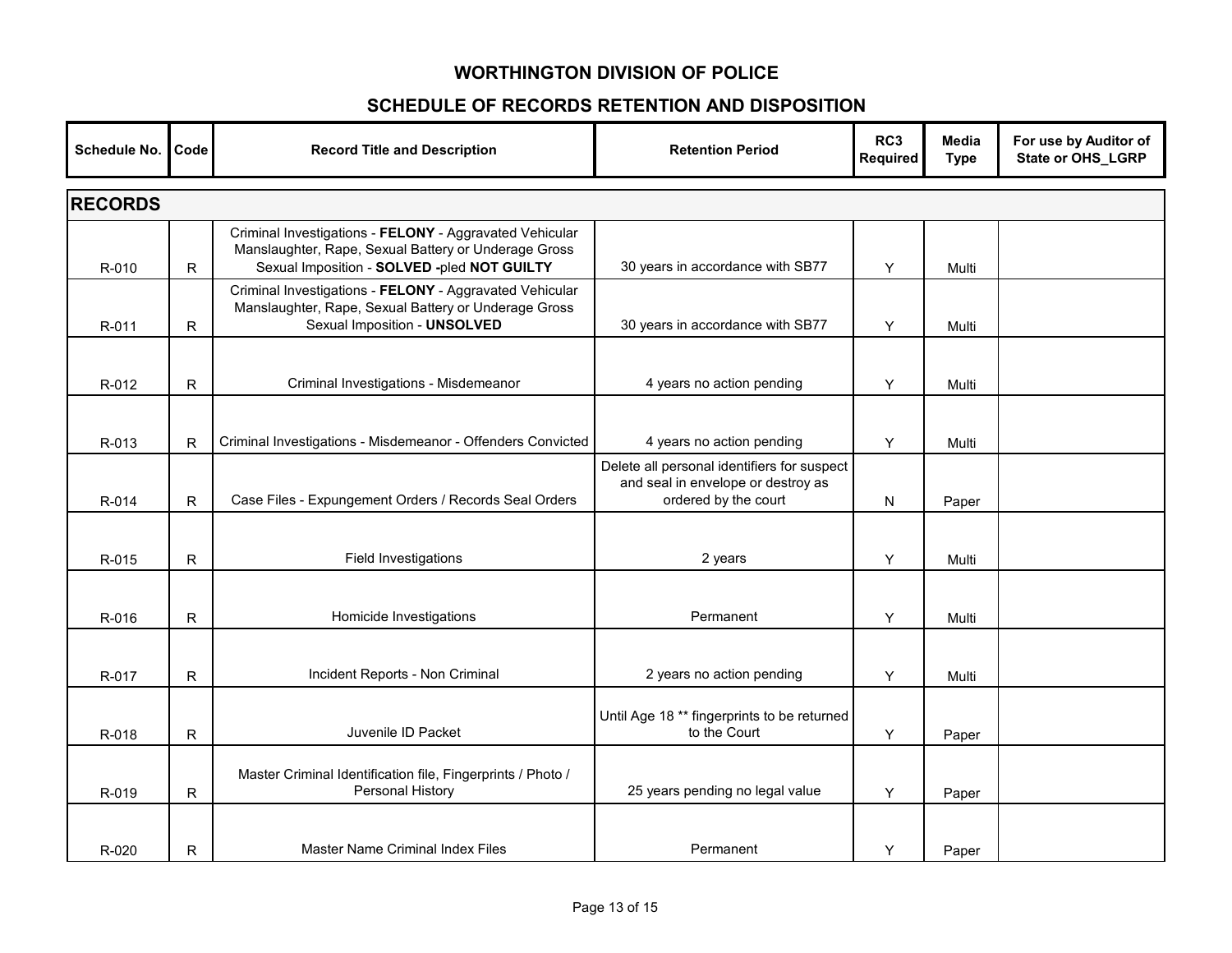# WORTHINGTON DIVISION OF POLICE

## SCHEDULE OF RECORDS RETENTION AND DISPOSITION

| Schedule No. | Code | Record Title and Description | Retention Period | RC3 Required | Media Type | For use by Auditor of State or OHS_LGRP |
|---|---|---|---|---|---|---|
| **RECORDS** | | | | | | |
| R-010 | R | Criminal Investigations - **FELONY** - Aggravated Vehicular Manslaughter, Rape, Sexual Battery or Underage Gross Sexual Imposition - **SOLVED -**pled **NOT GUILTY** | 30 years in accordance with SB77 | Y | Multi | |
| R-011 | R | Criminal Investigations - **FELONY** - Aggravated Vehicular Manslaughter, Rape, Sexual Battery or Underage Gross Sexual Imposition - **UNSOLVED** | 30 years in accordance with SB77 | Y | Multi | |
| R-012 | R | Criminal Investigations - Misdemeanor | 4 years no action pending | Y | Multi | |
| R-013 | R | Criminal Investigations - Misdemeanor - Offenders Convicted | 4 years no action pending | Y | Multi | |
| R-014 | R | Case Files - Expungement Orders / Records Seal Orders | Delete all personal identifiers for suspect and seal in envelope or destroy as ordered by the court | N | Paper | |
| R-015 | R | Field Investigations | 2 years | Y | Multi | |
| R-016 | R | Homicide Investigations | Permanent | Y | Multi | |
| R-017 | R | Incident Reports - Non Criminal | 2 years no action pending | Y | Multi | |
| R-018 | R | Juvenile ID Packet | Until Age 18 ** fingerprints to be returned to the Court | Y | Paper | |
| R-019 | R | Master Criminal Identification file, Fingerprints / Photo / Personal History | 25 years pending no legal value | Y | Paper | |
| R-020 | R | Master Name Criminal Index Files | Permanent | Y | Paper | |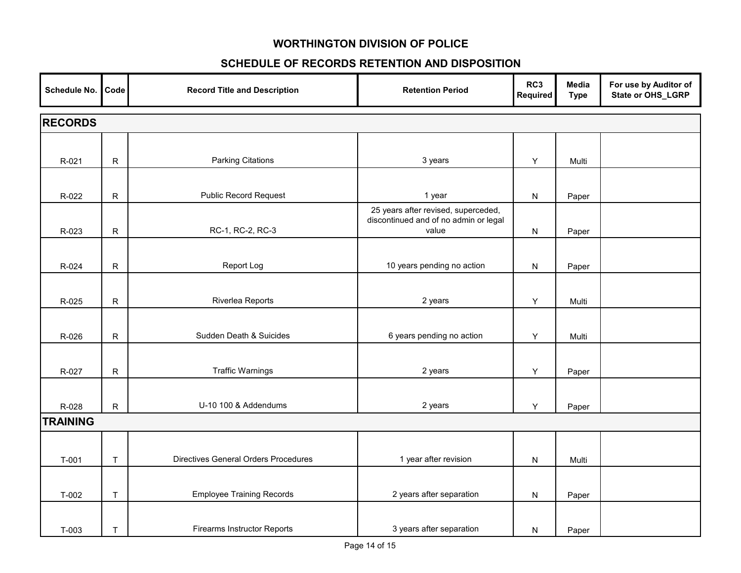# WORTHINGTON DIVISION OF POLICE

## SCHEDULE OF RECORDS RETENTION AND DISPOSITION

| Schedule No. | Code | Record Title and Description | Retention Period | RC3 Required | Media Type | For use by Auditor of State or OHS_LGRP |
|---|---|---|---|---|---|---|
| **RECORDS** | | | | | | |
| R-021 | R | Parking Citations | 3 years | Y | Multi | |
| R-022 | R | Public Record Request | 1 year | N | Paper | |
| R-023 | R | RC-1, RC-2, RC-3 | 25 years after revised, superceded, discontinued and of no admin or legal value | N | Paper | |
| R-024 | R | Report Log | 10 years pending no action | N | Paper | |
| R-025 | R | Riverlea Reports | 2 years | Y | Multi | |
| R-026 | R | Sudden Death & Suicides | 6 years pending no action | Y | Multi | |
| R-027 | R | Traffic Warnings | 2 years | Y | Paper | |
| R-028 | R | U-10 100 & Addendums | 2 years | Y | Paper | |
| **TRAINING** | | | | | | |
| T-001 | T | Directives General Orders Procedures | 1 year after revision | N | Multi | |
| T-002 | T | Employee Training Records | 2 years after separation | N | Paper | |
| T-003 | T | Firearms Instructor Reports | 3 years after separation | N | Paper | |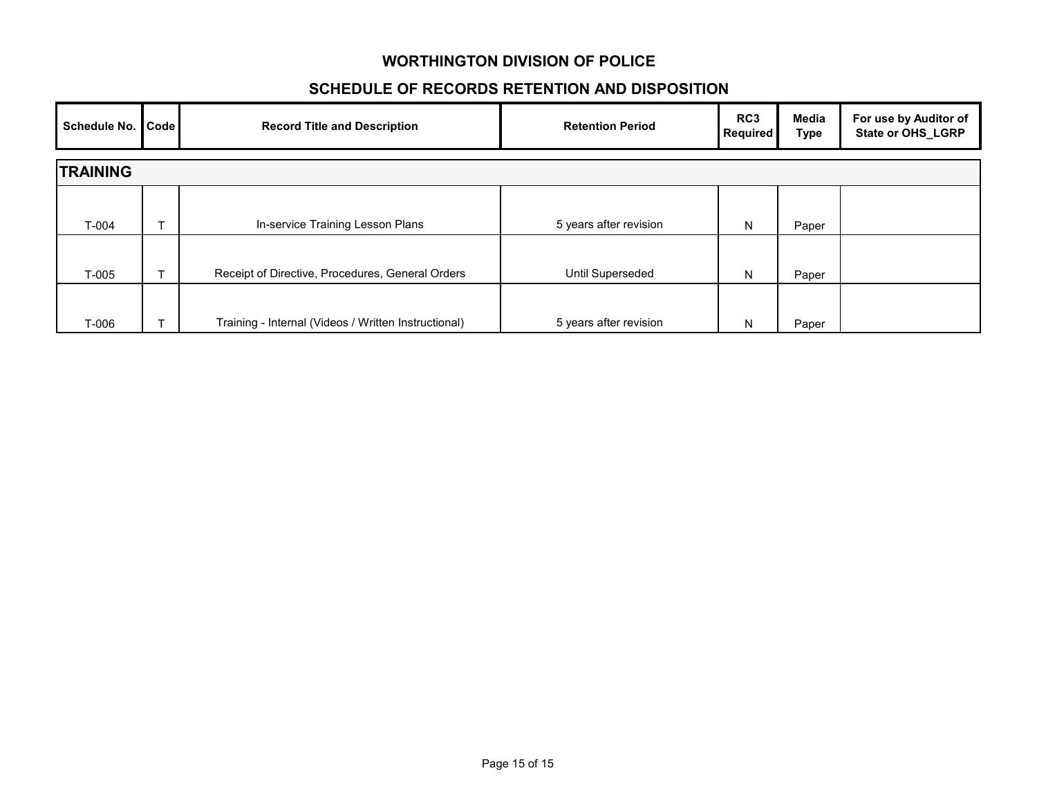# WORTHINGTON DIVISION OF POLICE

## SCHEDULE OF RECORDS RETENTION AND DISPOSITION

| Schedule No. | Code | Record Title and Description | Retention Period | RC3 Required | Media Type | For use by Auditor of State or OHS_LGRP |
|---|---|---|---|---|---|---|
| **TRAINING** | | | | | | |
| T-004 | T | In-service Training Lesson Plans | 5 years after revision | N | Paper | |
| T-005 | T | Receipt of Directive, Procedures, General Orders | Until Superseded | N | Paper | |
| T-006 | T | Training - Internal (Videos / Written Instructional) | 5 years after revision | N | Paper | |